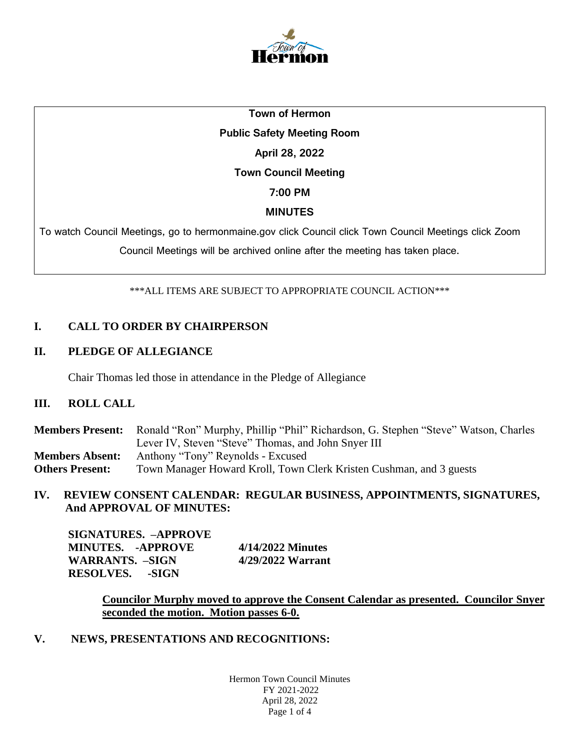**Town of Hermon**

**Public Safety Meeting Room**

**April 28, 2022**

**Town Council Meeting**

**7:00 PM**

**MINUTES**

To watch Council Meetings, go to hermonmaine.gov click Council click Town Council Meetings click Zoom

Council Meetings will be archived online after the meeting has taken place.

\*\*\*ALL ITEMS ARE SUBJECT TO APPROPRIATE COUNCIL ACTION\*\*\*

## I. CALL TO ORDER BY CHAIRPERSON

## II. PLEDGE OF ALLEGIANCE

Chair Thomas led those in attendance in the Pledge of Allegiance

## III. ROLL CALL

**Members Present:** Ronald "Ron" Murphy, Phillip "Phil" Richardson, G. Stephen "Steve" Watson, Charles Lever IV, Steven "Steve" Thomas, and John Snyer III
**Members Absent:** Anthony "Tony" Reynolds - Excused
**Others Present:** Town Manager Howard Kroll, Town Clerk Kristen Cushman, and 3 guests

## IV. REVIEW CONSENT CALENDAR: REGULAR BUSINESS, APPOINTMENTS, SIGNATURES, And APPROVAL OF MINUTES:

**SIGNATURES. –APPROVE**
**MINUTES. -APPROVE** **4/14/2022 Minutes**
**WARRANTS. –SIGN** **4/29/2022 Warrant**
**RESOLVES. -SIGN**

**Councilor Murphy moved to approve the Consent Calendar as presented. Councilor Snyer seconded the motion. Motion passes 6-0.**

## V. NEWS, PRESENTATIONS AND RECOGNITIONS: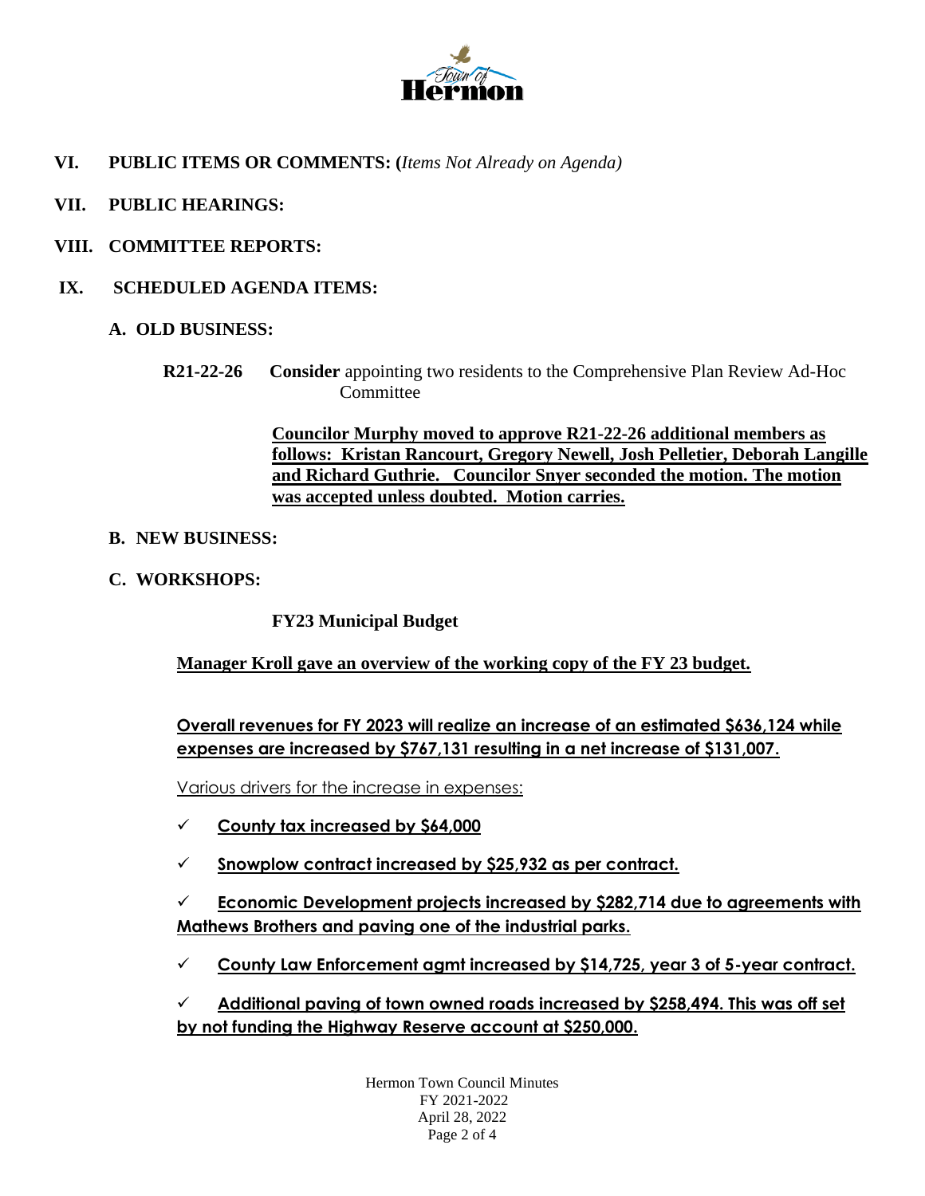**VI. PUBLIC ITEMS OR COMMENTS: (***Items Not Already on Agenda)*

**VII. PUBLIC HEARINGS:**

**VIII. COMMITTEE REPORTS:**

**IX. SCHEDULED AGENDA ITEMS:**

**A. OLD BUSINESS:**

**R21-22-26** **Consider** appointing two residents to the Comprehensive Plan Review Ad-Hoc Committee

**Councilor Murphy moved to approve R21-22-26 additional members as follows: Kristan Rancourt, Gregory Newell, Josh Pelletier, Deborah Langille and Richard Guthrie. Councilor Snyer seconded the motion. The motion was accepted unless doubted. Motion carries.**

**B. NEW BUSINESS:**

**C. WORKSHOPS:**

**FY23 Municipal Budget**

**Manager Kroll gave an overview of the working copy of the FY 23 budget.**

**Overall revenues for FY 2023 will realize an increase of an estimated $636,124 while expenses are increased by $767,131 resulting in a net increase of $131,007.**

Various drivers for the increase in expenses:

- ✓ **County tax increased by $64,000**
- ✓ **Snowplow contract increased by $25,932 as per contract.**
- ✓ **Economic Development projects increased by $282,714 due to agreements with Mathews Brothers and paving one of the industrial parks.**
- ✓ **County Law Enforcement agmt increased by $14,725, year 3 of 5-year contract.**
- ✓ **Additional paving of town owned roads increased by $258,494. This was off set by not funding the Highway Reserve account at $250,000.**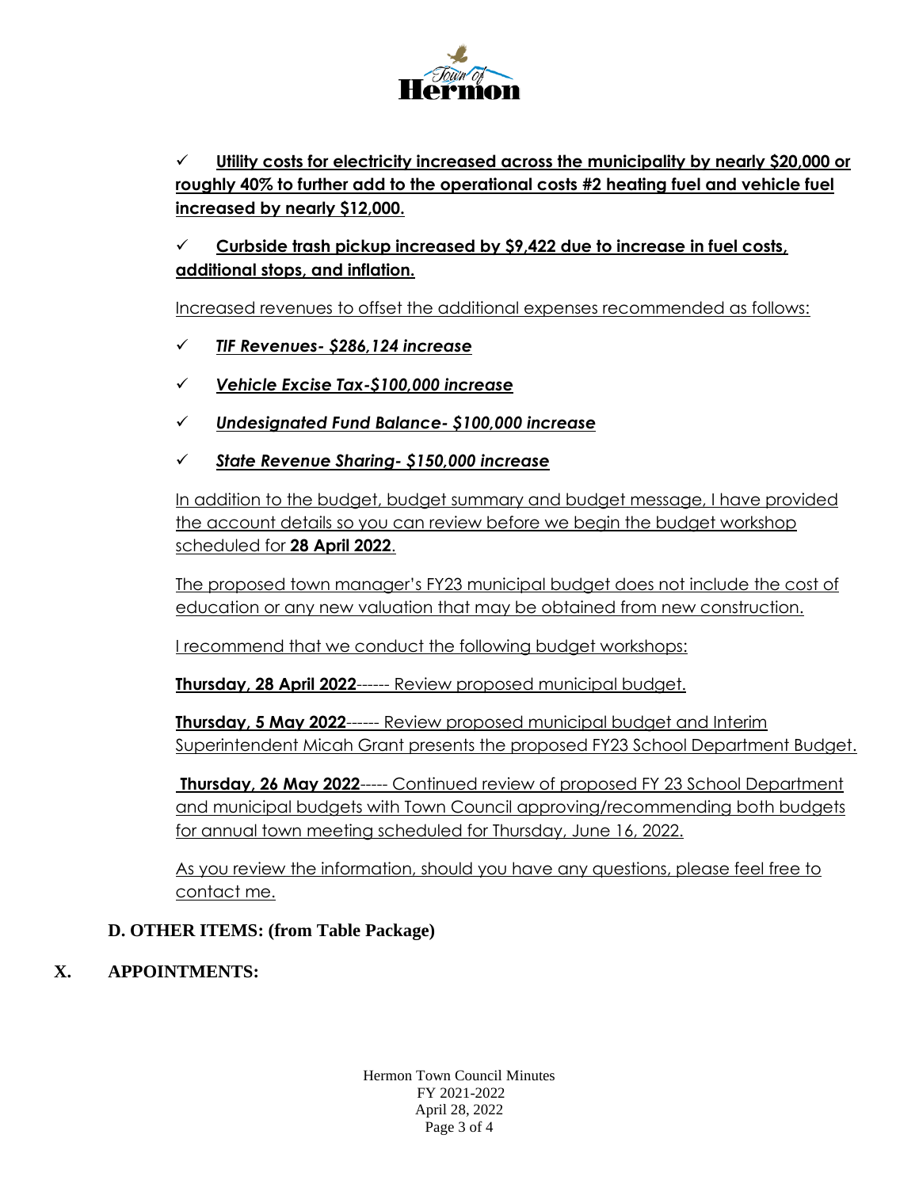- ✓ **Utility costs for electricity increased across the municipality by nearly $20,000 or roughly 40% to further add to the operational costs #2 heating fuel and vehicle fuel increased by nearly $12,000.**

- ✓ **Curbside trash pickup increased by $9,422 due to increase in fuel costs, additional stops, and inflation.**

Increased revenues to offset the additional expenses recommended as follows:

- ✓ ***TIF Revenues- $286,124 increase***
- ✓ ***Vehicle Excise Tax-$100,000 increase***
- ✓ ***Undesignated Fund Balance- $100,000 increase***
- ✓ ***State Revenue Sharing- $150,000 increase***

In addition to the budget, budget summary and budget message, I have provided the account details so you can review before we begin the budget workshop scheduled for **28 April 2022**.

The proposed town manager's FY23 municipal budget does not include the cost of education or any new valuation that may be obtained from new construction.

I recommend that we conduct the following budget workshops:

**Thursday, 28 April 2022**------ Review proposed municipal budget.

**Thursday, 5 May 2022**------ Review proposed municipal budget and Interim Superintendent Micah Grant presents the proposed FY23 School Department Budget.

**Thursday, 26 May 2022**----- Continued review of proposed FY 23 School Department and municipal budgets with Town Council approving/recommending both budgets for annual town meeting scheduled for Thursday, June 16, 2022.

As you review the information, should you have any questions, please feel free to contact me.

**D. OTHER ITEMS: (from Table Package)**

## X. APPOINTMENTS: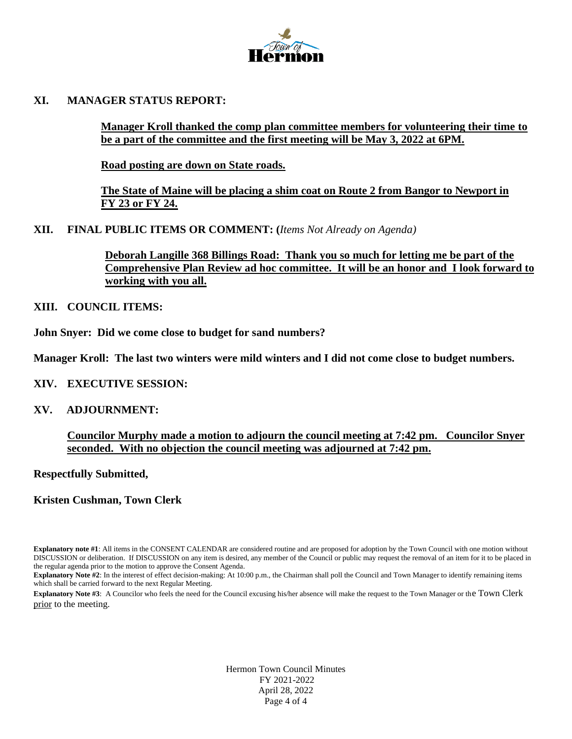## XI. MANAGER STATUS REPORT:

**Manager Kroll thanked the comp plan committee members for volunteering their time to be a part of the committee and the first meeting will be May 3, 2022 at 6PM.**

**Road posting are down on State roads.**

**The State of Maine will be placing a shim coat on Route 2 from Bangor to Newport in FY 23 or FY 24.**

## XII. FINAL PUBLIC ITEMS OR COMMENT: (*Items Not Already on Agenda)*

**Deborah Langille 368 Billings Road: Thank you so much for letting me be part of the Comprehensive Plan Review ad hoc committee. It will be an honor and I look forward to working with you all.**

## XIII. COUNCIL ITEMS:

**John Snyer: Did we come close to budget for sand numbers?**

**Manager Kroll: The last two winters were mild winters and I did not come close to budget numbers.**

## XIV. EXECUTIVE SESSION:

## XV. ADJOURNMENT:

**Councilor Murphy made a motion to adjourn the council meeting at 7:42 pm. Councilor Snyer seconded. With no objection the council meeting was adjourned at 7:42 pm.**

**Respectfully Submitted,**

**Kristen Cushman, Town Clerk**

**Explanatory note #1**: All items in the CONSENT CALENDAR are considered routine and are proposed for adoption by the Town Council with one motion without DISCUSSION or deliberation. If DISCUSSION on any item is desired, any member of the Council or public may request the removal of an item for it to be placed in the regular agenda prior to the motion to approve the Consent Agenda.

**Explanatory Note #2**: In the interest of effect decision-making: At 10:00 p.m., the Chairman shall poll the Council and Town Manager to identify remaining items which shall be carried forward to the next Regular Meeting.

**Explanatory Note #3**: A Councilor who feels the need for the Council excusing his/her absence will make the request to the Town Manager or the Town Clerk prior to the meeting.

Hermon Town Council Minutes
FY 2021-2022
April 28, 2022